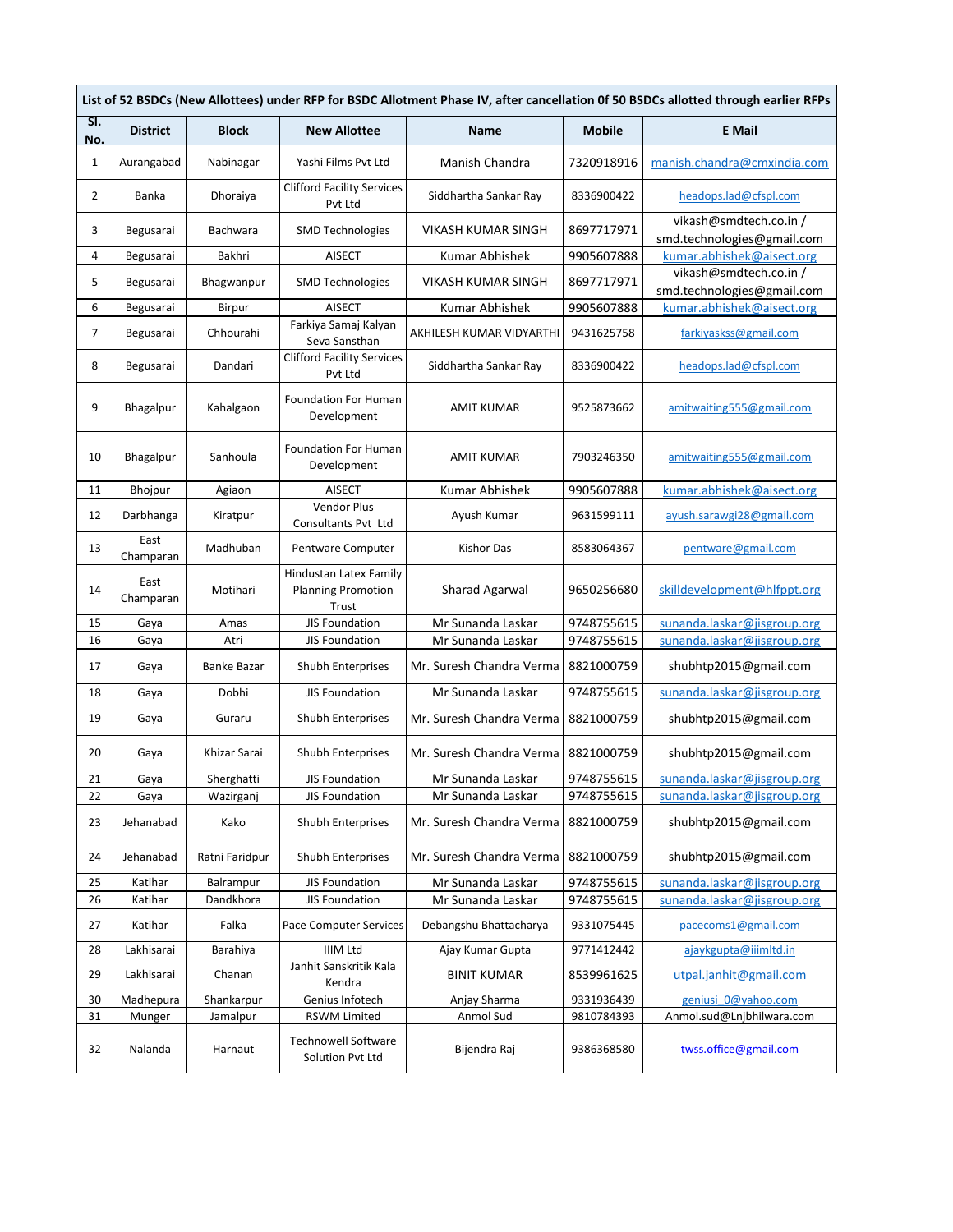| List of 52 BSDCs (New Allottees) under RFP for BSDC Allotment Phase IV, after cancellation 0f 50 BSDCs allotted through earlier RFPs | | | | | | |
|---|---|---|---|---|---|---|
| Sl. No. | District | Block | New Allottee | Name | Mobile | E Mail |
| 1 | Aurangabad | Nabinagar | Yashi Films Pvt Ltd | Manish Chandra | 7320918916 | manish.chandra@cmxindia.com |
| 2 | Banka | Dhoraiya | Clifford Facility Services Pvt Ltd | Siddhartha Sankar Ray | 8336900422 | headops.lad@cfspl.com |
| 3 | Begusarai | Bachwara | SMD Technologies | VIKASH KUMAR SINGH | 8697717971 | vikash@smdtech.co.in / smd.technologies@gmail.com |
| 4 | Begusarai | Bakhri | AISECT | Kumar Abhishek | 9905607888 | kumar.abhishek@aisect.org |
| 5 | Begusarai | Bhagwanpur | SMD Technologies | VIKASH KUMAR SINGH | 8697717971 | vikash@smdtech.co.in / smd.technologies@gmail.com |
| 6 | Begusarai | Birpur | AISECT | Kumar Abhishek | 9905607888 | kumar.abhishek@aisect.org |
| 7 | Begusarai | Chhourahi | Farkiya Samaj Kalyan Seva Sansthan | AKHILESH KUMAR VIDYARTHI | 9431625758 | farkiyaskss@gmail.com |
| 8 | Begusarai | Dandari | Clifford Facility Services Pvt Ltd | Siddhartha Sankar Ray | 8336900422 | headops.lad@cfspl.com |
| 9 | Bhagalpur | Kahalgaon | Foundation For Human Development | AMIT KUMAR | 9525873662 | amitwaiting555@gmail.com |
| 10 | Bhagalpur | Sanhoula | Foundation For Human Development | AMIT KUMAR | 7903246350 | amitwaiting555@gmail.com |
| 11 | Bhojpur | Agiaon | AISECT | Kumar Abhishek | 9905607888 | kumar.abhishek@aisect.org |
| 12 | Darbhanga | Kiratpur | Vendor Plus Consultants Pvt Ltd | Ayush Kumar | 9631599111 | ayush.sarawgi28@gmail.com |
| 13 | East Champaran | Madhuban | Pentware Computer | Kishor Das | 8583064367 | pentware@gmail.com |
| 14 | East Champaran | Motihari | Hindustan Latex Family Planning Promotion Trust | Sharad Agarwal | 9650256680 | skilldevelopment@hlfppt.org |
| 15 | Gaya | Amas | JIS Foundation | Mr Sunanda Laskar | 9748755615 | sunanda.laskar@jisgroup.org |
| 16 | Gaya | Atri | JIS Foundation | Mr Sunanda Laskar | 9748755615 | sunanda.laskar@jisgroup.org |
| 17 | Gaya | Banke Bazar | Shubh Enterprises | Mr. Suresh Chandra Verma | 8821000759 | shubhtp2015@gmail.com |
| 18 | Gaya | Dobhi | JIS Foundation | Mr Sunanda Laskar | 9748755615 | sunanda.laskar@jisgroup.org |
| 19 | Gaya | Guraru | Shubh Enterprises | Mr. Suresh Chandra Verma | 8821000759 | shubhtp2015@gmail.com |
| 20 | Gaya | Khizar Sarai | Shubh Enterprises | Mr. Suresh Chandra Verma | 8821000759 | shubhtp2015@gmail.com |
| 21 | Gaya | Sherghatti | JIS Foundation | Mr Sunanda Laskar | 9748755615 | sunanda.laskar@jisgroup.org |
| 22 | Gaya | Wazirganj | JIS Foundation | Mr Sunanda Laskar | 9748755615 | sunanda.laskar@jisgroup.org |
| 23 | Jehanabad | Kako | Shubh Enterprises | Mr. Suresh Chandra Verma | 8821000759 | shubhtp2015@gmail.com |
| 24 | Jehanabad | Ratni Faridpur | Shubh Enterprises | Mr. Suresh Chandra Verma | 8821000759 | shubhtp2015@gmail.com |
| 25 | Katihar | Balrampur | JIS Foundation | Mr Sunanda Laskar | 9748755615 | sunanda.laskar@jisgroup.org |
| 26 | Katihar | Dandkhora | JIS Foundation | Mr Sunanda Laskar | 9748755615 | sunanda.laskar@jisgroup.org |
| 27 | Katihar | Falka | Pace Computer Services | Debangshu Bhattacharya | 9331075445 | pacecoms1@gmail.com |
| 28 | Lakhisarai | Barahiya | IIIM Ltd | Ajay Kumar Gupta | 9771412442 | ajaykgupta@iiimltd.in |
| 29 | Lakhisarai | Chanan | Janhit Sanskritik Kala Kendra | BINIT KUMAR | 8539961625 | utpal.janhit@gmail.com |
| 30 | Madhepura | Shankarpur | Genius Infotech | Anjay Sharma | 9331936439 | geniusi_0@yahoo.com |
| 31 | Munger | Jamalpur | RSWM Limited | Anmol Sud | 9810784393 | Anmol.sud@Lnjbhilwara.com |
| 32 | Nalanda | Harnaut | Technowell Software Solution Pvt Ltd | Bijendra Raj | 9386368580 | twss.office@gmail.com |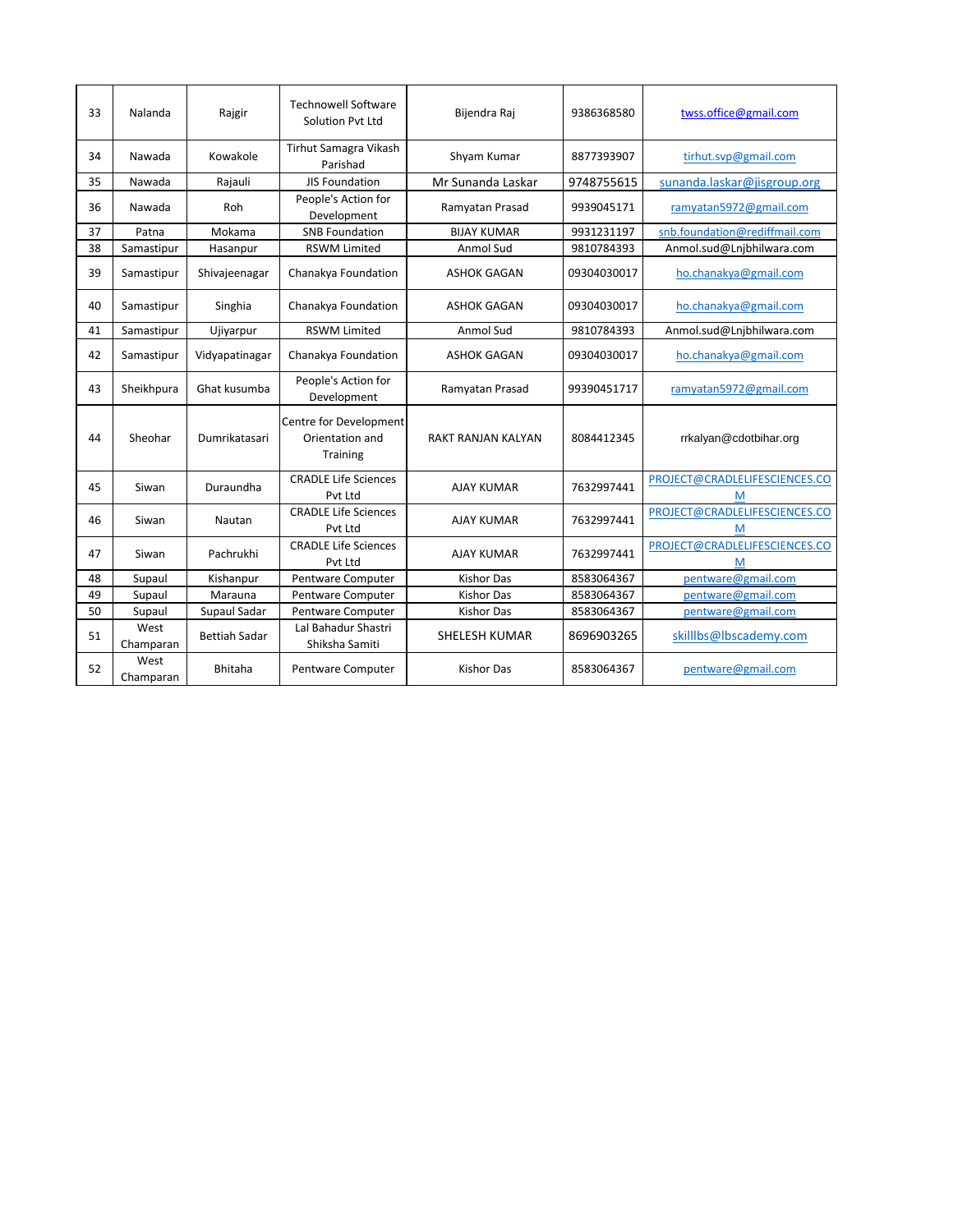| | | | | | | |
|---|---|---|---|---|---|---|
| 33 | Nalanda | Rajgir | Technowell Software Solution Pvt Ltd | Bijendra Raj | 9386368580 | twss.office@gmail.com |
| 34 | Nawada | Kowakole | Tirhut Samagra Vikash Parishad | Shyam Kumar | 8877393907 | tirhut.svp@gmail.com |
| 35 | Nawada | Rajauli | JIS Foundation | Mr Sunanda Laskar | 9748755615 | sunanda.laskar@jisgroup.org |
| 36 | Nawada | Roh | People's Action for Development | Ramyatan Prasad | 9939045171 | ramyatan5972@gmail.com |
| 37 | Patna | Mokama | SNB Foundation | BIJAY KUMAR | 9931231197 | snb.foundation@rediffmail.com |
| 38 | Samastipur | Hasanpur | RSWM Limited | Anmol Sud | 9810784393 | Anmol.sud@Lnjbhilwara.com |
| 39 | Samastipur | Shivajeenagar | Chanakya Foundation | ASHOK GAGAN | 09304030017 | ho.chanakya@gmail.com |
| 40 | Samastipur | Singhia | Chanakya Foundation | ASHOK GAGAN | 09304030017 | ho.chanakya@gmail.com |
| 41 | Samastipur | Ujiyarpur | RSWM Limited | Anmol Sud | 9810784393 | Anmol.sud@Lnjbhilwara.com |
| 42 | Samastipur | Vidyapatinagar | Chanakya Foundation | ASHOK GAGAN | 09304030017 | ho.chanakya@gmail.com |
| 43 | Sheikhpura | Ghat kusumba | People's Action for Development | Ramyatan Prasad | 99390451717 | ramyatan5972@gmail.com |
| 44 | Sheohar | Dumrikatasari | Centre for Development Orientation and Training | RAKT RANJAN KALYAN | 8084412345 | rrkalyan@cdotbihar.org |
| 45 | Siwan | Duraundha | CRADLE Life Sciences Pvt Ltd | AJAY KUMAR | 7632997441 | PROJECT@CRADLELIFESCIENCES.COM |
| 46 | Siwan | Nautan | CRADLE Life Sciences Pvt Ltd | AJAY KUMAR | 7632997441 | PROJECT@CRADLELIFESCIENCES.COM |
| 47 | Siwan | Pachrukhi | CRADLE Life Sciences Pvt Ltd | AJAY KUMAR | 7632997441 | PROJECT@CRADLELIFESCIENCES.COM |
| 48 | Supaul | Kishanpur | Pentware Computer | Kishor Das | 8583064367 | pentware@gmail.com |
| 49 | Supaul | Marauna | Pentware Computer | Kishor Das | 8583064367 | pentware@gmail.com |
| 50 | Supaul | Supaul Sadar | Pentware Computer | Kishor Das | 8583064367 | pentware@gmail.com |
| 51 | West Champaran | Bettiah Sadar | Lal Bahadur Shastri Shiksha Samiti | SHELESH KUMAR | 8696903265 | skilllbs@lbscademy.com |
| 52 | West Champaran | Bhitaha | Pentware Computer | Kishor Das | 8583064367 | pentware@gmail.com |